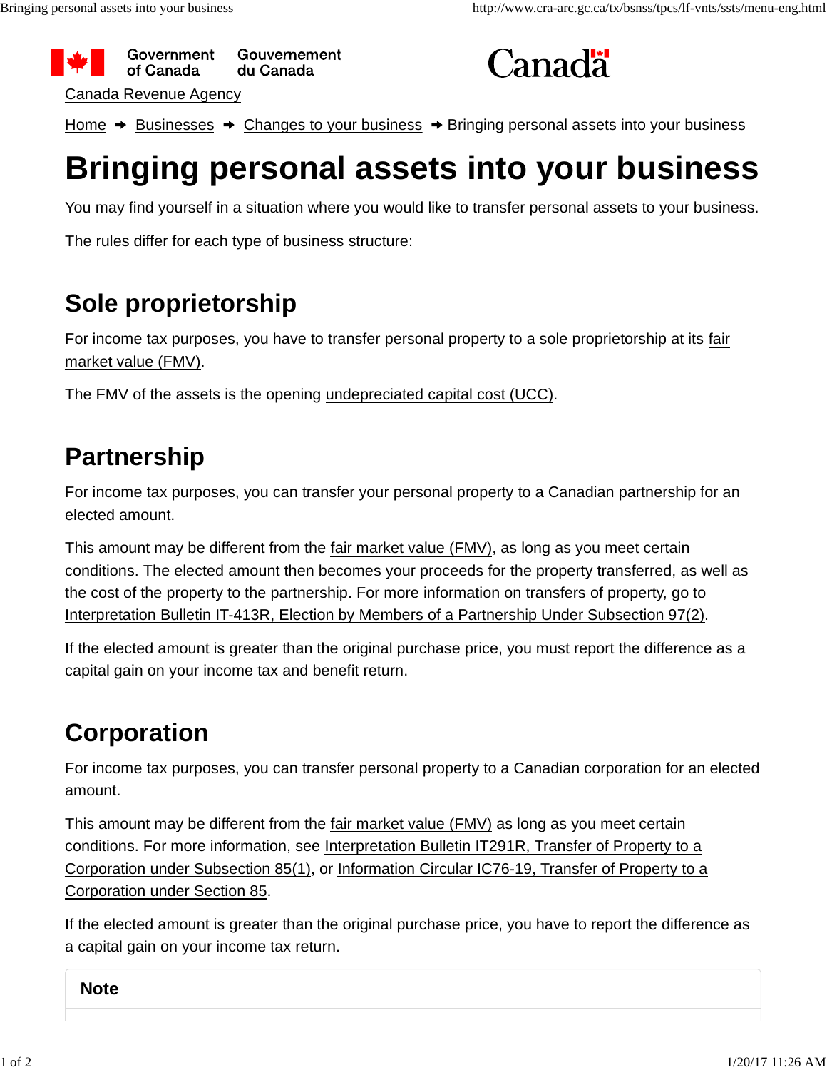Government of Canada | Gouvernement du Canada

Canada

Canada Revenue Agency

Home → Businesses → Changes to your business → Bringing personal assets into your business

# Bringing personal assets into your business

You may find yourself in a situation where you would like to transfer personal assets to your business.

The rules differ for each type of business structure:

## Sole proprietorship

For income tax purposes, you have to transfer personal property to a sole proprietorship at its fair market value (FMV).

The FMV of the assets is the opening undepreciated capital cost (UCC).

## Partnership

For income tax purposes, you can transfer your personal property to a Canadian partnership for an elected amount.

This amount may be different from the fair market value (FMV), as long as you meet certain conditions. The elected amount then becomes your proceeds for the property transferred, as well as the cost of the property to the partnership. For more information on transfers of property, go to Interpretation Bulletin IT-413R, Election by Members of a Partnership Under Subsection 97(2).

If the elected amount is greater than the original purchase price, you must report the difference as a capital gain on your income tax and benefit return.

## Corporation

For income tax purposes, you can transfer personal property to a Canadian corporation for an elected amount.

This amount may be different from the fair market value (FMV) as long as you meet certain conditions. For more information, see Interpretation Bulletin IT291R, Transfer of Property to a Corporation under Subsection 85(1), or Information Circular IC76-19, Transfer of Property to a Corporation under Section 85.

If the elected amount is greater than the original purchase price, you have to report the difference as a capital gain on your income tax return.

**Note**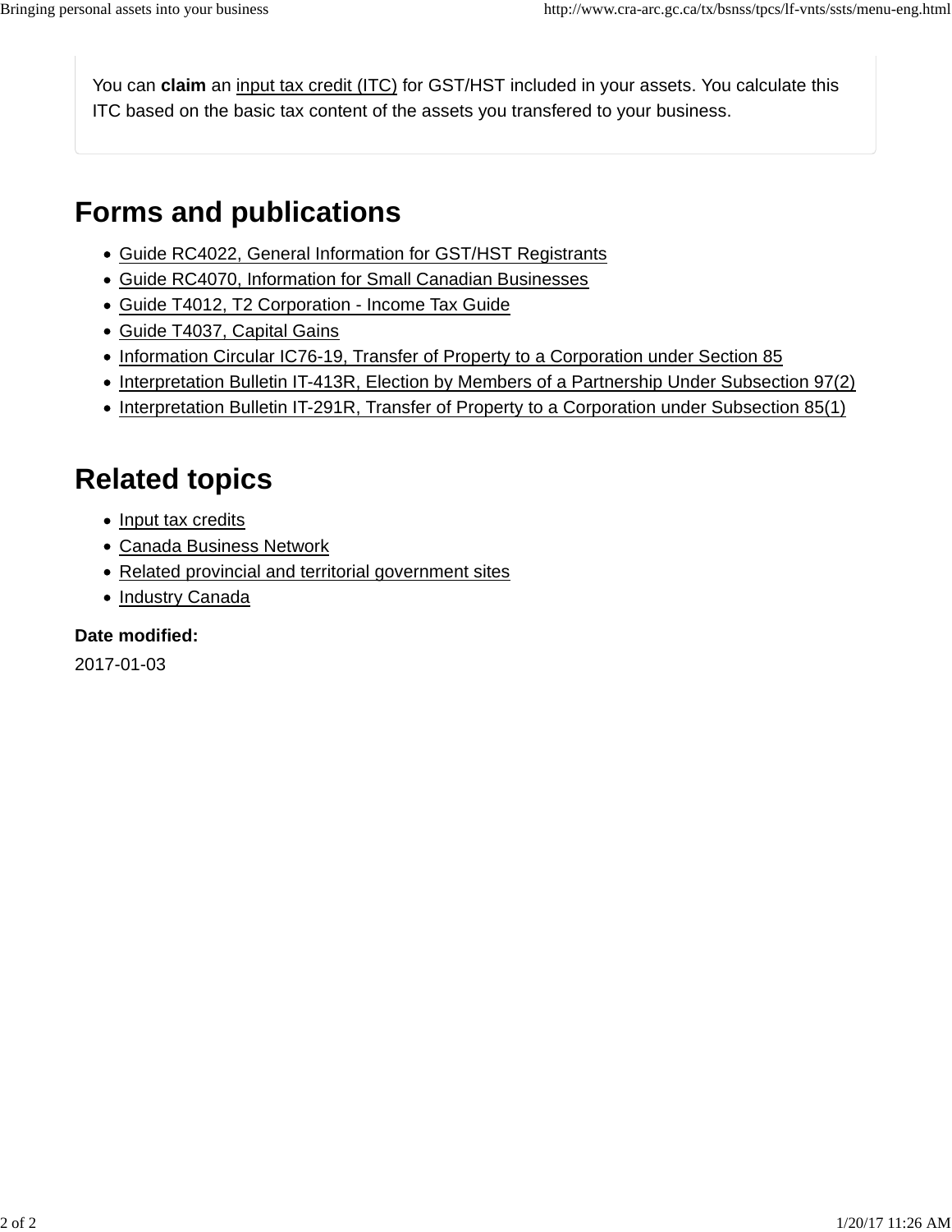You can **claim** an input tax credit (ITC) for GST/HST included in your assets. You calculate this ITC based on the basic tax content of the assets you transfered to your business.

## Forms and publications

- Guide RC4022, General Information for GST/HST Registrants
- Guide RC4070, Information for Small Canadian Businesses
- Guide T4012, T2 Corporation - Income Tax Guide
- Guide T4037, Capital Gains
- Information Circular IC76-19, Transfer of Property to a Corporation under Section 85
- Interpretation Bulletin IT-413R, Election by Members of a Partnership Under Subsection 97(2)
- Interpretation Bulletin IT-291R, Transfer of Property to a Corporation under Subsection 85(1)

## Related topics

- Input tax credits
- Canada Business Network
- Related provincial and territorial government sites
- Industry Canada

**Date modified:**

2017-01-03